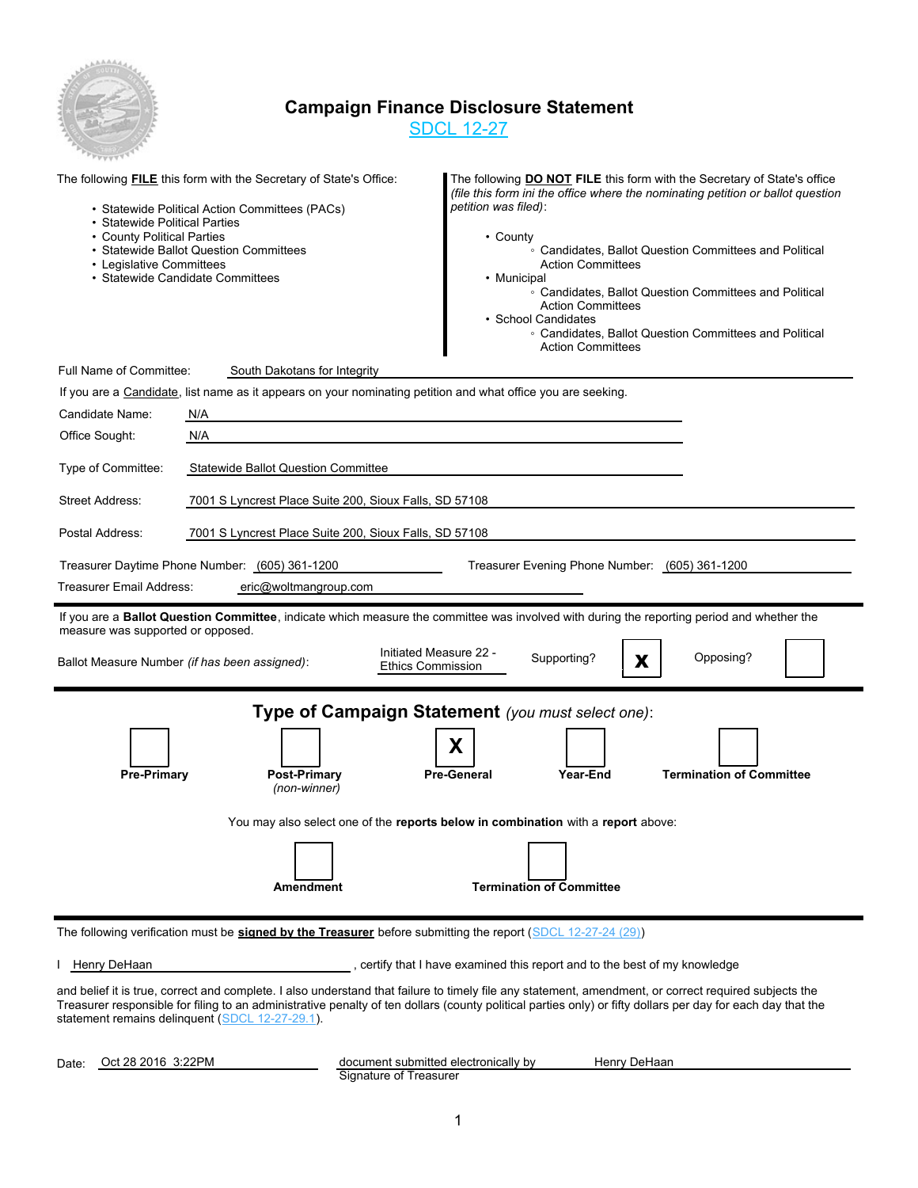# Campaign Finance Disclosure Statement

SDCL 12-27

The following **FILE** this form with the Secretary of State's Office:

- Statewide Political Action Committees (PACs)
- Statewide Political Parties
- County Political Parties
- Statewide Ballot Question Committees
- Legislative Committees
- Statewide Candidate Committees

The following **DO NOT FILE** this form with the Secretary of State's office *(file this form ini the office where the nominating petition or ballot question petition was filed)*:

- County
  - Candidates, Ballot Question Committees and Political Action Committees
- Municipal
  - Candidates, Ballot Question Committees and Political Action Committees
- School Candidates
  - Candidates, Ballot Question Committees and Political Action Committees

Full Name of Committee: South Dakotans for Integrity

If you are a Candidate, list name as it appears on your nominating petition and what office you are seeking.

Candidate Name: N/A

Office Sought: N/A

Type of Committee: Statewide Ballot Question Committee

Street Address: 7001 S Lyncrest Place Suite 200, Sioux Falls, SD 57108

Postal Address: 7001 S Lyncrest Place Suite 200, Sioux Falls, SD 57108

Treasurer Daytime Phone Number: (605) 361-1200 Treasurer Evening Phone Number: (605) 361-1200

Treasurer Email Address: eric@woltmangroup.com

If you are a **Ballot Question Committee**, indicate which measure the committee was involved with during the reporting period and whether the measure was supported or opposed.

Ballot Measure Number *(if has been assigned)*: Initiated Measure 22 - Ethics Commission Supporting? [X] Opposing? [ ]

## Type of Campaign Statement *(you must select one)*:

- [ ] **Pre-Primary**
- [ ] **Post-Primary** *(non-winner)*
- [X] **Pre-General**
- [ ] **Year-End**
- [ ] **Termination of Committee**

You may also select one of the **reports below in combination** with a **report** above:

- [ ] **Amendment**
- [ ] **Termination of Committee**

The following verification must be **signed by the Treasurer** before submitting the report (SDCL 12-27-24 (29))

I Henry DeHaan, certify that I have examined this report and to the best of my knowledge and belief it is true, correct and complete. I also understand that failure to timely file any statement, amendment, or correct required subjects the Treasurer responsible for filing to an administrative penalty of ten dollars (county political parties only) or fifty dollars per day for each day that the statement remains delinquent (SDCL 12-27-29.1).

Date: Oct 28 2016 3:22PM

document submitted electronically by Henry DeHaan

Signature of Treasurer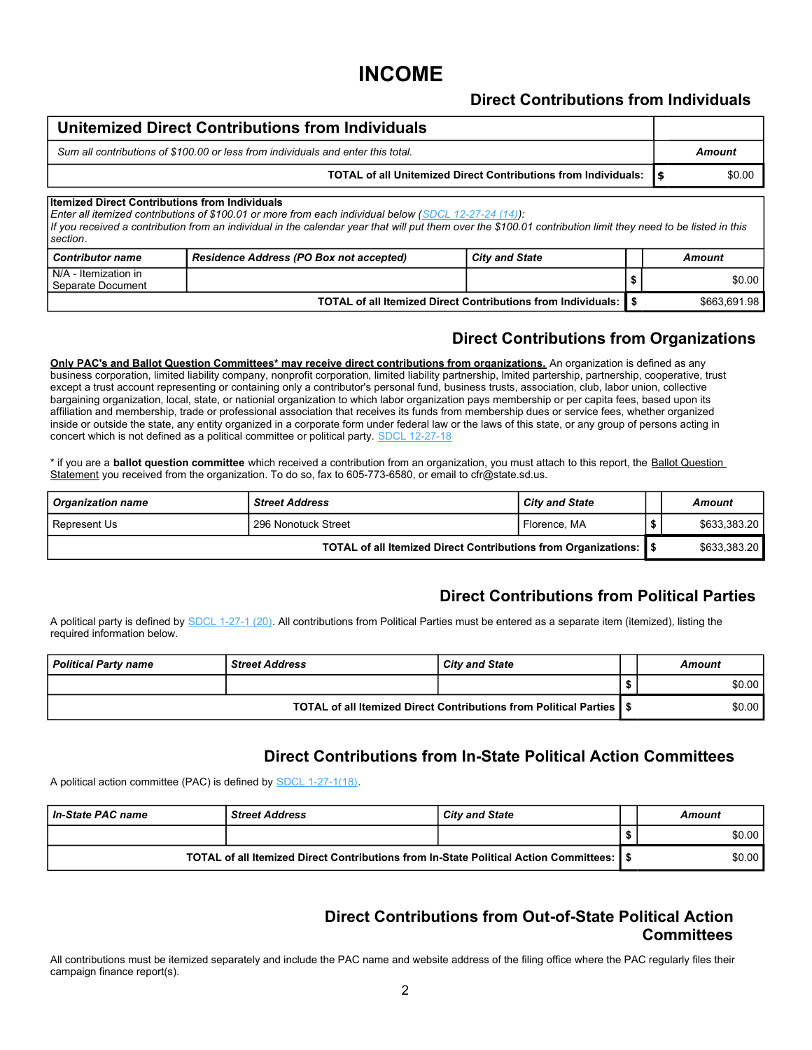# INCOME

## Direct Contributions from Individuals

| Unitemized Direct Contributions from Individuals | |
|---|---|
| *Sum all contributions of $100.00 or less from individuals and enter this total.* | ***Amount*** |
| **TOTAL of all Unitemized Direct Contributions from Individuals:** | **$** $0.00 |

**Itemized Direct Contributions from Individuals**
*Enter all itemized contributions of $100.01 or more from each individual below (SDCL 12-27-24 (14)):*
*If you received a contribution from an individual in the calendar year that will put them over the $100.01 contribution limit they need to be listed in this section.*

| *Contributor name* | *Residence Address (PO Box not accepted)* | *City and State* | | *Amount* |
|---|---|---|---|---|
| N/A - Itemization in Separate Document | | | $ | $0.00 |
| | | **TOTAL of all Itemized Direct Contributions from Individuals:** | **$** | $663,691.98 |

## Direct Contributions from Organizations

**Only PAC's and Ballot Question Committees* may receive direct contributions from organizations.** An organization is defined as any business corporation, limited liability company, nonprofit corporation, limited liability partnership, lmited partership, partnership, cooperative, trust except a trust account representing or containing only a contributor's personal fund, business trusts, association, club, labor union, collective bargaining organization, local, state, or nationial organization to which labor organization pays membership or per capita fees, based upon its affiliation and membership, trade or professional association that receives its funds from membership dues or service fees, whether organized inside or outside the state, any entity organized in a corporate form under federal law or the laws of this state, or any group of persons acting in concert which is not defined as a political committee or political party. SDCL 12-27-18

* if you are a **ballot question committee** which received a contribution from an organization, you must attach to this report, the Ballot Question Statement you received from the organization. To do so, fax to 605-773-6580, or email to cfr@state.sd.us.

| *Organization name* | *Street Address* | *City and State* | | *Amount* |
|---|---|---|---|---|
| Represent Us | 296 Nonotuck Street | Florence, MA | $ | $633,383.20 |
| | | **TOTAL of all Itemized Direct Contributions from Organizations:** | **$** | $633,383.20 |

## Direct Contributions from Political Parties

A political party is defined by SDCL 1-27-1 (20). All contributions from Political Parties must be entered as a separate item (itemized), listing the required information below.

| *Political Party name* | *Street Address* | *City and State* | | *Amount* |
|---|---|---|---|---|
| | | | $ | $0.00 |
| | | **TOTAL of all Itemized Direct Contributions from Political Parties** | **$** | $0.00 |

## Direct Contributions from In-State Political Action Committees

A political action committee (PAC) is defined by SDCL 1-27-1(18).

| *In-State PAC name* | *Street Address* | *City and State* | | *Amount* |
|---|---|---|---|---|
| | | | $ | $0.00 |
| | | **TOTAL of all Itemized Direct Contributions from In-State Political Action Committees:** | **$** | $0.00 |

## Direct Contributions from Out-of-State Political Action Committees

All contributions must be itemized separately and include the PAC name and website address of the filing office where the PAC regularly files their campaign finance report(s).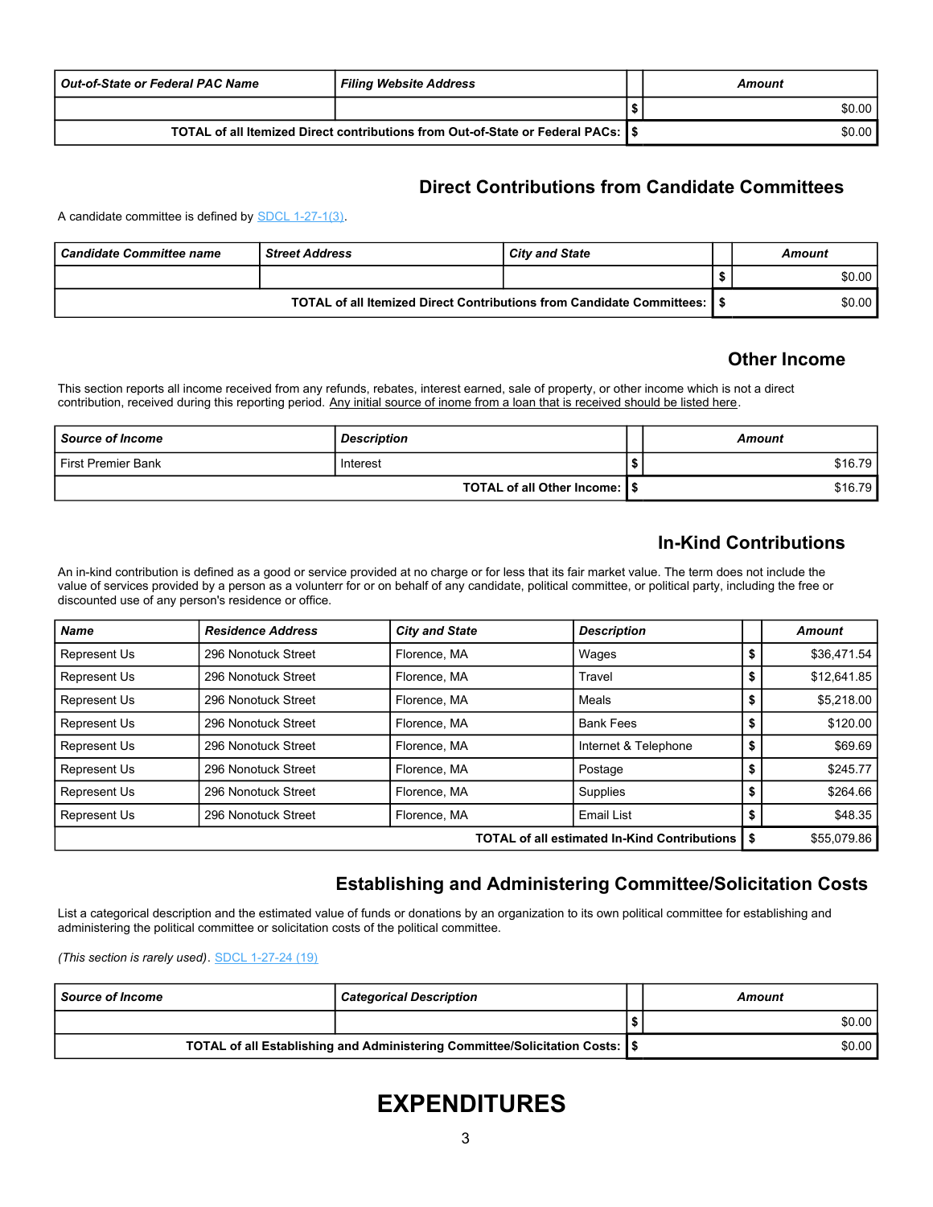| *Out-of-State or Federal PAC Name* | *Filing Website Address* | | *Amount* |
|---|---|---|---|
| | | $ | $0.00 |
| **TOTAL of all Itemized Direct contributions from Out-of-State or Federal PACs:** | | $ | $0.00 |

## Direct Contributions from Candidate Committees

A candidate committee is defined by [SDCL 1-27-1(3)].

| *Candidate Committee name* | *Street Address* | *City and State* | | *Amount* |
|---|---|---|---|---|
| | | | $ | $0.00 |
| **TOTAL of all Itemized Direct Contributions from Candidate Committees:** | | | $ | $0.00 |

## Other Income

This section reports all income received from any refunds, rebates, interest earned, sale of property, or other income which is not a direct contribution, received during this reporting period. Any initial source of inome from a loan that is received should be listed here.

| *Source of Income* | *Description* | | *Amount* |
|---|---|---|---|
| First Premier Bank | Interest | $ | $16.79 |
| **TOTAL of all Other Income:** | | $ | $16.79 |

## In-Kind Contributions

An in-kind contribution is defined as a good or service provided at no charge or for less that its fair market value. The term does not include the value of services provided by a person as a volunterr for or on behalf of any candidate, political committee, or political party, including the free or discounted use of any person's residence or office.

| *Name* | *Residence Address* | *City and State* | *Description* | | *Amount* |
|---|---|---|---|---|---|
| Represent Us | 296 Nonotuck Street | Florence, MA | Wages | $ | $36,471.54 |
| Represent Us | 296 Nonotuck Street | Florence, MA | Travel | $ | $12,641.85 |
| Represent Us | 296 Nonotuck Street | Florence, MA | Meals | $ | $5,218.00 |
| Represent Us | 296 Nonotuck Street | Florence, MA | Bank Fees | $ | $120.00 |
| Represent Us | 296 Nonotuck Street | Florence, MA | Internet & Telephone | $ | $69.69 |
| Represent Us | 296 Nonotuck Street | Florence, MA | Postage | $ | $245.77 |
| Represent Us | 296 Nonotuck Street | Florence, MA | Supplies | $ | $264.66 |
| Represent Us | 296 Nonotuck Street | Florence, MA | Email List | $ | $48.35 |
| **TOTAL of all estimated In-Kind Contributions** | | | | $ | $55,079.86 |

## Establishing and Administering Committee/Solicitation Costs

List a categorical description and the estimated value of funds or donations by an organization to its own political committee for establishing and administering the political committee or solicitation costs of the political committee.

*(This section is rarely used)*. [SDCL 1-27-24 (19)]

| *Source of Income* | *Categorical Description* | | *Amount* |
|---|---|---|---|
| | | $ | $0.00 |
| **TOTAL of all Establishing and Administering Committee/Solicitation Costs:** | | $ | $0.00 |

# EXPENDITURES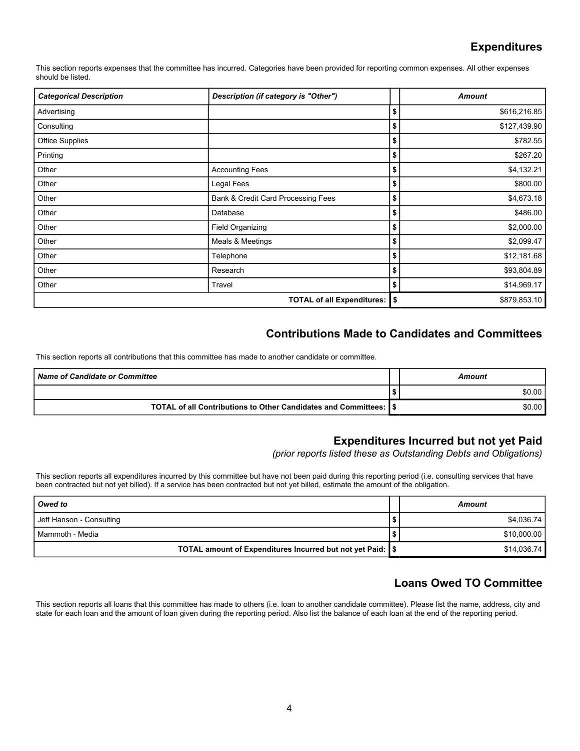## Expenditures

This section reports expenses that the committee has incurred. Categories have been provided for reporting common expenses. All other expenses should be listed.

| *Categorical Description* | *Description (if category is "Other")* | | *Amount* |
|---|---|---|---|
| Advertising | | $ | $616,216.85 |
| Consulting | | $ | $127,439.90 |
| Office Supplies | | $ | $782.55 |
| Printing | | $ | $267.20 |
| Other | Accounting Fees | $ | $4,132.21 |
| Other | Legal Fees | $ | $800.00 |
| Other | Bank & Credit Card Processing Fees | $ | $4,673.18 |
| Other | Database | $ | $486.00 |
| Other | Field Organizing | $ | $2,000.00 |
| Other | Meals & Meetings | $ | $2,099.47 |
| Other | Telephone | $ | $12,181.68 |
| Other | Research | $ | $93,804.89 |
| Other | Travel | $ | $14,969.17 |
| | **TOTAL of all Expenditures:** | **$** | $879,853.10 |

## Contributions Made to Candidates and Committees

This section reports all contributions that this committee has made to another candidate or committee.

| *Name of Candidate or Committee* | | *Amount* |
|---|---|---|
| | $ | $0.00 |
| **TOTAL of all Contributions to Other Candidates and Committees:** | **$** | $0.00 |

## Expenditures Incurred but not yet Paid

*(prior reports listed these as Outstanding Debts and Obligations)*

This section reports all expenditures incurred by this committee but have not been paid during this reporting period (i.e. consulting services that have been contracted but not yet billed). If a service has been contracted but not yet billed, estimate the amount of the obligation.

| *Owed to* | | *Amount* |
|---|---|---|
| Jeff Hanson - Consulting | $ | $4,036.74 |
| Mammoth - Media | $ | $10,000.00 |
| **TOTAL amount of Expenditures Incurred but not yet Paid:** | **$** | $14,036.74 |

## Loans Owed TO Committee

This section reports all loans that this committee has made to others (i.e. loan to another candidate committee). Please list the name, address, city and state for each loan and the amount of loan given during the reporting period. Also list the balance of each loan at the end of the reporting period.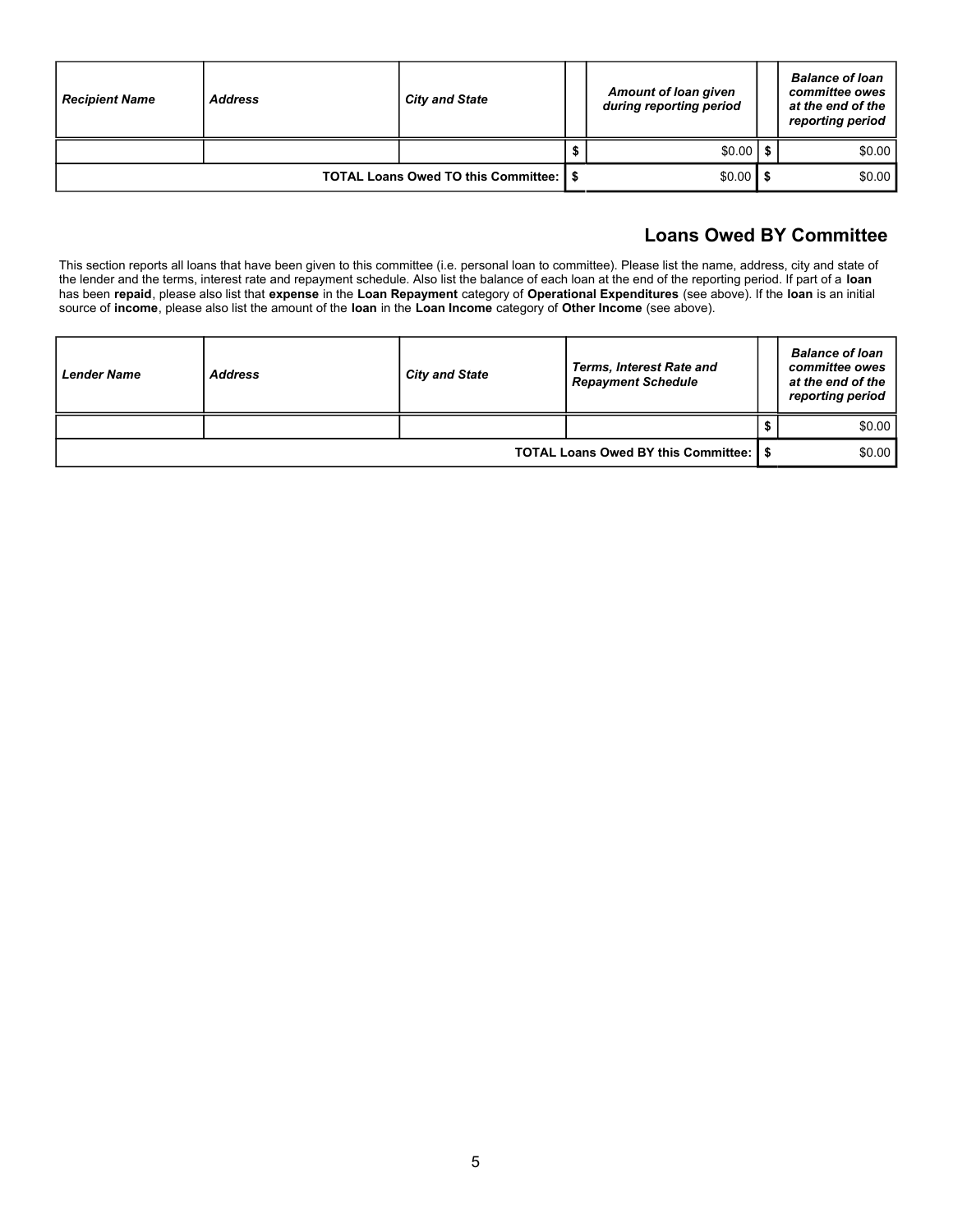| Recipient Name | Address | City and State | | Amount of loan given during reporting period | | Balance of loan committee owes at the end of the reporting period |
|---|---|---|---|---|---|---|
| | | | $ | $0.00 | $ | $0.00 |
| **TOTAL Loans Owed TO this Committee:** | | | $ | $0.00 | $ | $0.00 |

## Loans Owed BY Committee

This section reports all loans that have been given to this committee (i.e. personal loan to committee). Please list the name, address, city and state of the lender and the terms, interest rate and repayment schedule. Also list the balance of each loan at the end of the reporting period. If part of a **loan** has been **repaid**, please also list that **expense** in the **Loan Repayment** category of **Operational Expenditures** (see above). If the **loan** is an initial source of **income**, please also list the amount of the **loan** in the **Loan Income** category of **Other Income** (see above).

| Lender Name | Address | City and State | Terms, Interest Rate and Repayment Schedule | | Balance of loan committee owes at the end of the reporting period |
|---|---|---|---|---|---|
| | | | | $ | $0.00 |
| **TOTAL Loans Owed BY this Committee:** | | | | $ | $0.00 |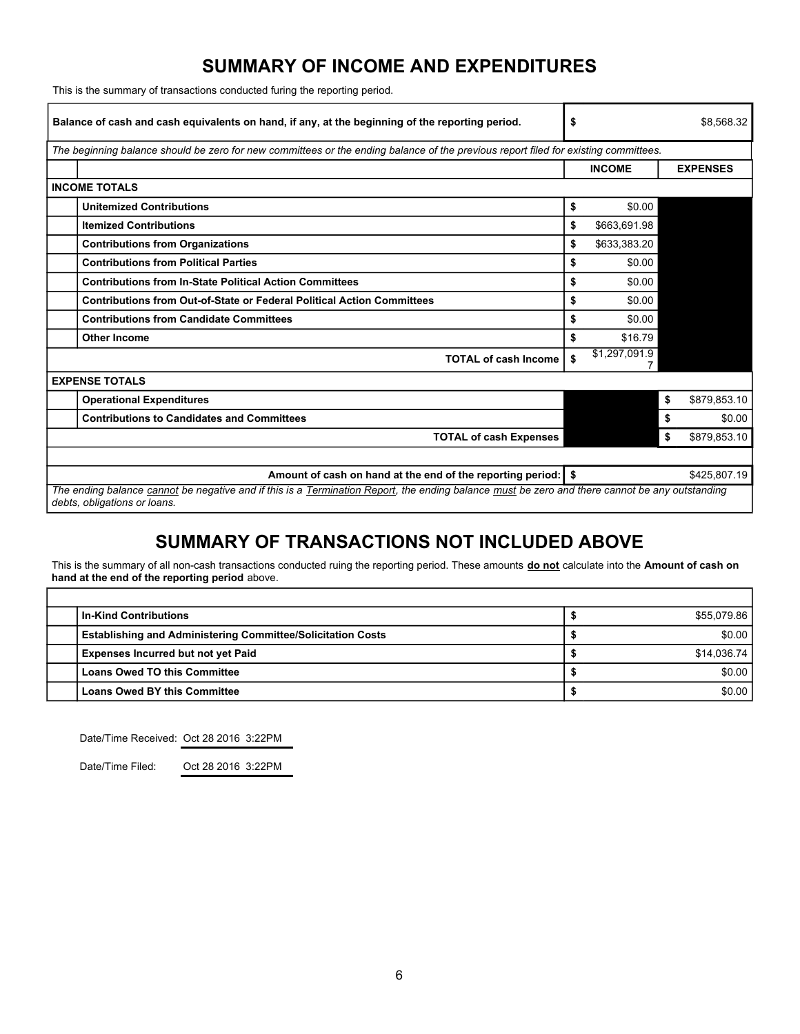# SUMMARY OF INCOME AND EXPENDITURES

This is the summary of transactions conducted furing the reporting period.

| | | |
|---|---|---|
| **Balance of cash and cash equivalents on hand, if any, at the beginning of the reporting period.** | $ | $8,568.32 |

*The beginning balance should be zero for new committees or the ending balance of the previous report filed for existing committees.*

| | **INCOME** | **EXPENSES** |
|---|---|---|
| **INCOME TOTALS** | | |
| **Unitemized Contributions** | $ $0.00 | |
| **Itemized Contributions** | $ $663,691.98 | |
| **Contributions from Organizations** | $ $633,383.20 | |
| **Contributions from Political Parties** | $ $0.00 | |
| **Contributions from In-State Political Action Committees** | $ $0.00 | |
| **Contributions from Out-of-State or Federal Political Action Committees** | $ $0.00 | |
| **Contributions from Candidate Committees** | $ $0.00 | |
| **Other Income** | $ $16.79 | |
| **TOTAL of cash Income** | $ $1,297,091.97 | |
| **EXPENSE TOTALS** | | |
| **Operational Expenditures** | | $ $879,853.10 |
| **Contributions to Candidates and Committees** | | $ $0.00 |
| **TOTAL of cash Expenses** | | $ $879,853.10 |
| **Amount of cash on hand at the end of the reporting period:** | $ | $425,807.19 |

*The ending balance cannot be negative and if this is a Termination Report, the ending balance must be zero and there cannot be any outstanding debts, obligations or loans.*

# SUMMARY OF TRANSACTIONS NOT INCLUDED ABOVE

This is the summary of all non-cash transactions conducted ruing the reporting period. These amounts **do not** calculate into the **Amount of cash on hand at the end of the reporting period** above.

| | | |
|---|---|---|
| **In-Kind Contributions** | $ | $55,079.86 |
| **Establishing and Administering Committee/Solicitation Costs** | $ | $0.00 |
| **Expenses Incurred but not yet Paid** | $ | $14,036.74 |
| **Loans Owed TO this Committee** | $ | $0.00 |
| **Loans Owed BY this Committee** | $ | $0.00 |

Date/Time Received: Oct 28 2016 3:22PM

Date/Time Filed: Oct 28 2016 3:22PM